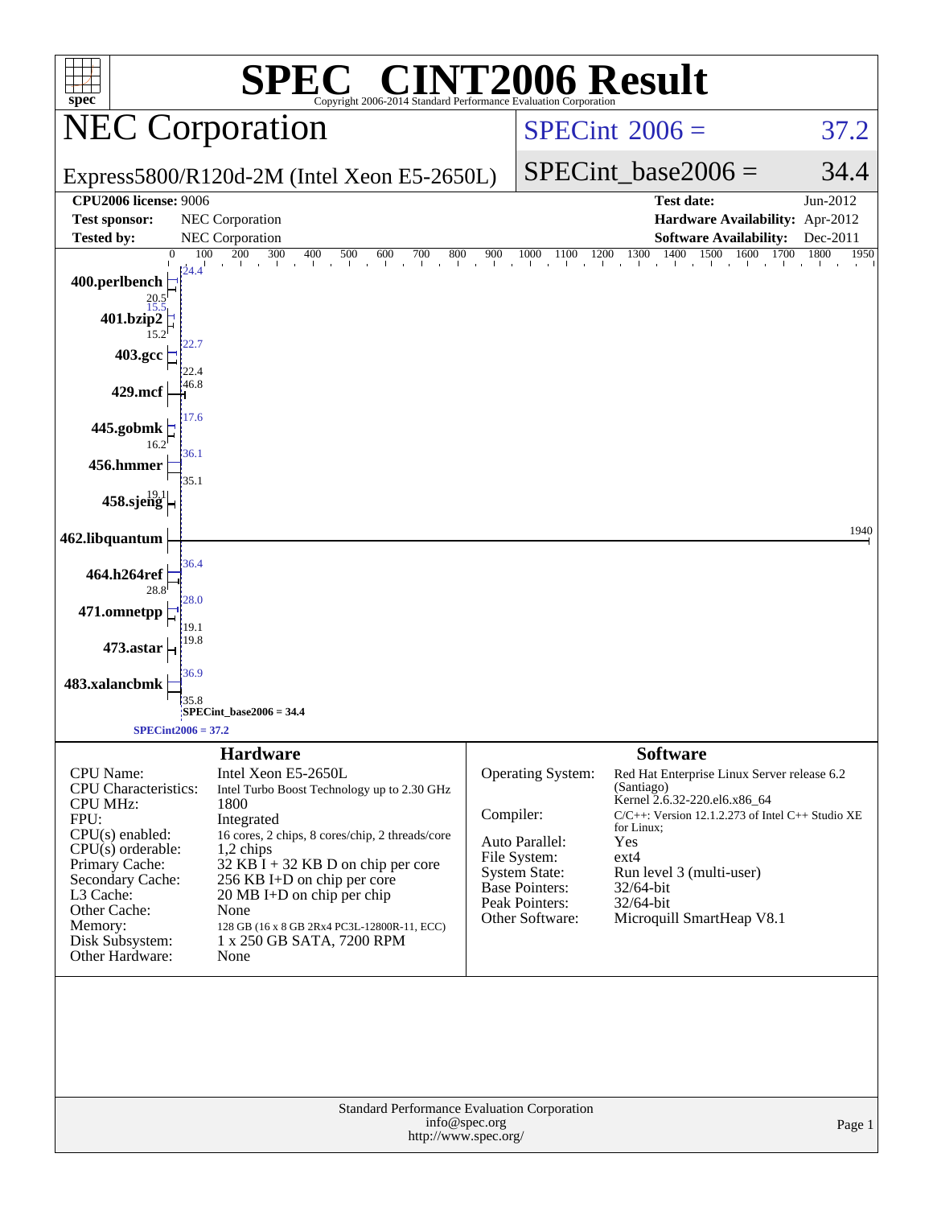# SPEC CINT2006 Result

Copyright 2006-2014 Standard Performance Evaluation Corporation

## NEC Corporation

Express5800/R120d-2M (Intel Xeon E5-2650L)

| | |
|---|---|
| SPECint 2006 = | 37.2 |
| SPECint_base2006 = | 34.4 |

| | | | |
|---|---|---|---|
| **CPU2006 license:** | 9006 | **Test date:** | Jun-2012 |
| **Test sponsor:** | NEC Corporation | **Hardware Availability:** | Apr-2012 |
| **Tested by:** | NEC Corporation | **Software Availability:** | Dec-2011 |

| Benchmark | Base | Peak |
|---|---|---|
| 400.perlbench | 20.5 | 24.4 |
| 401.bzip2 | 15.2 | 15.5 |
| 403.gcc | 22.4 | 22.7 |
| 429.mcf | 46.8 | |
| 445.gobmk | 16.2 | 17.6 |
| 456.hmmer | 35.1 | 36.1 |
| 458.sjeng | 19.1 | |
| 462.libquantum | 1940 | |
| 464.h264ref | 28.8 | 36.4 |
| 471.omnetpp | 19.1 | 28.0 |
| 473.astar | 19.8 | |
| 483.xalancbmk | 35.8 | 36.9 |

SPECint_base2006 = 34.4

SPECint2006 = 37.2

### Hardware

| | |
|---|---|
| CPU Name: | Intel Xeon E5-2650L |
| CPU Characteristics: | Intel Turbo Boost Technology up to 2.30 GHz |
| CPU MHz: | 1800 |
| FPU: | Integrated |
| CPU(s) enabled: | 16 cores, 2 chips, 8 cores/chip, 2 threads/core |
| CPU(s) orderable: | 1,2 chips |
| Primary Cache: | 32 KB I + 32 KB D on chip per core |
| Secondary Cache: | 256 KB I+D on chip per core |
| L3 Cache: | 20 MB I+D on chip per chip |
| Other Cache: | None |
| Memory: | 128 GB (16 x 8 GB 2Rx4 PC3L-12800R-11, ECC) |
| Disk Subsystem: | 1 x 250 GB SATA, 7200 RPM |
| Other Hardware: | None |

### Software

| | |
|---|---|
| Operating System: | Red Hat Enterprise Linux Server release 6.2 (Santiago) Kernel 2.6.32-220.el6.x86_64 |
| Compiler: | C/C++: Version 12.1.2.273 of Intel C++ Studio XE for Linux; |
| Auto Parallel: | Yes |
| File System: | ext4 |
| System State: | Run level 3 (multi-user) |
| Base Pointers: | 32/64-bit |
| Peak Pointers: | 32/64-bit |
| Other Software: | Microquill SmartHeap V8.1 |

Standard Performance Evaluation Corporation
info@spec.org
http://www.spec.org/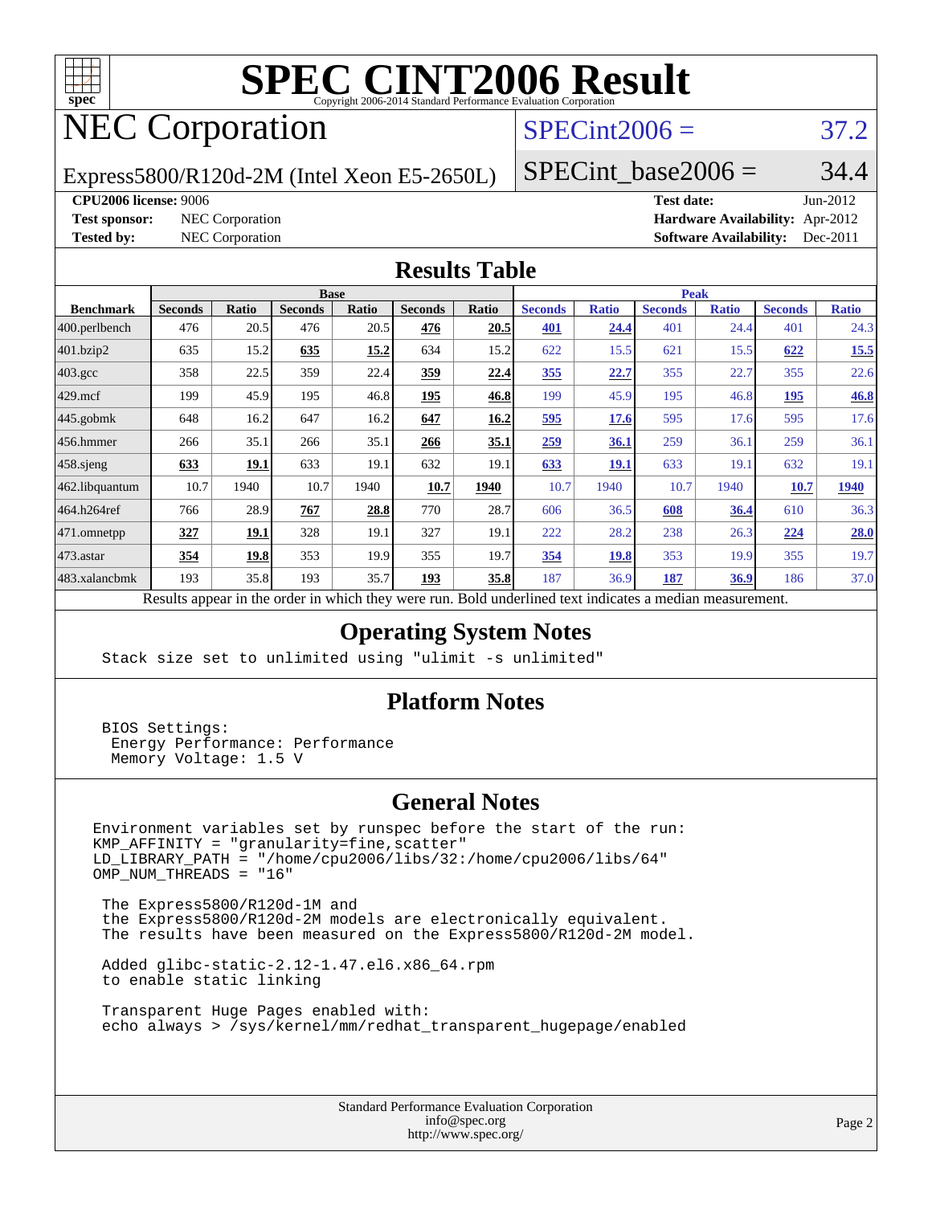# SPEC CINT2006 Result

Copyright 2006-2014 Standard Performance Evaluation Corporation

# NEC Corporation

Express5800/R120d-2M (Intel Xeon E5-2650L)

SPECint2006 = 37.2

SPECint_base2006 = 34.4

**CPU2006 license:** 9006
**Test sponsor:** NEC Corporation
**Tested by:** NEC Corporation

**Test date:** Jun-2012
**Hardware Availability:** Apr-2012
**Software Availability:** Dec-2011

## Results Table

| Benchmark | Base | | | | | | Peak | | | | | |
|---|---|---|---|---|---|---|---|---|---|---|---|---|
| | Seconds | Ratio | Seconds | Ratio | Seconds | Ratio | Seconds | Ratio | Seconds | Ratio | Seconds | Ratio |
| 400.perlbench | 476 | 20.5 | 476 | 20.5 | **476** | **20.5** | **401** | **24.4** | 401 | 24.4 | 401 | 24.3 |
| 401.bzip2 | 635 | 15.2 | **635** | **15.2** | 634 | 15.2 | 622 | 15.5 | 621 | 15.5 | **622** | **15.5** |
| 403.gcc | 358 | 22.5 | 359 | 22.4 | **359** | **22.4** | **355** | **22.7** | 355 | 22.7 | 355 | 22.6 |
| 429.mcf | 199 | 45.9 | 195 | 46.8 | **195** | **46.8** | 199 | 45.9 | 195 | 46.8 | **195** | **46.8** |
| 445.gobmk | 648 | 16.2 | 647 | 16.2 | **647** | **16.2** | **595** | **17.6** | 595 | 17.6 | 595 | 17.6 |
| 456.hmmer | 266 | 35.1 | 266 | 35.1 | **266** | **35.1** | **259** | **36.1** | 259 | 36.1 | 259 | 36.1 |
| 458.sjeng | **633** | **19.1** | 633 | 19.1 | 632 | 19.1 | **633** | **19.1** | 633 | 19.1 | 632 | 19.1 |
| 462.libquantum | 10.7 | 1940 | 10.7 | 1940 | **10.7** | **1940** | 10.7 | 1940 | 10.7 | 1940 | **10.7** | **1940** |
| 464.h264ref | 766 | 28.9 | **767** | **28.8** | 770 | 28.7 | 606 | 36.5 | **608** | **36.4** | 610 | 36.3 |
| 471.omnetpp | **327** | **19.1** | 328 | 19.1 | 327 | 19.1 | 222 | 28.2 | 238 | 26.3 | **224** | **28.0** |
| 473.astar | **354** | **19.8** | 353 | 19.9 | 355 | 19.7 | **354** | **19.8** | 353 | 19.9 | 355 | 19.7 |
| 483.xalancbmk | 193 | 35.8 | 193 | 35.7 | **193** | **35.8** | 187 | 36.9 | **187** | **36.9** | 186 | 37.0 |

Results appear in the order in which they were run. Bold underlined text indicates a median measurement.

## Operating System Notes

```
Stack size set to unlimited using "ulimit -s unlimited"
```

## Platform Notes

```
BIOS Settings:
 Energy Performance: Performance
 Memory Voltage: 1.5 V
```

## General Notes

```
Environment variables set by runspec before the start of the run:
KMP_AFFINITY = "granularity=fine,scatter"
LD_LIBRARY_PATH = "/home/cpu2006/libs/32:/home/cpu2006/libs/64"
OMP_NUM_THREADS = "16"

 The Express5800/R120d-1M and
 the Express5800/R120d-2M models are electronically equivalent.
 The results have been measured on the Express5800/R120d-2M model.

 Added glibc-static-2.12-1.47.el6.x86_64.rpm
 to enable static linking

 Transparent Huge Pages enabled with:
 echo always > /sys/kernel/mm/redhat_transparent_hugepage/enabled
```

Standard Performance Evaluation Corporation
info@spec.org
http://www.spec.org/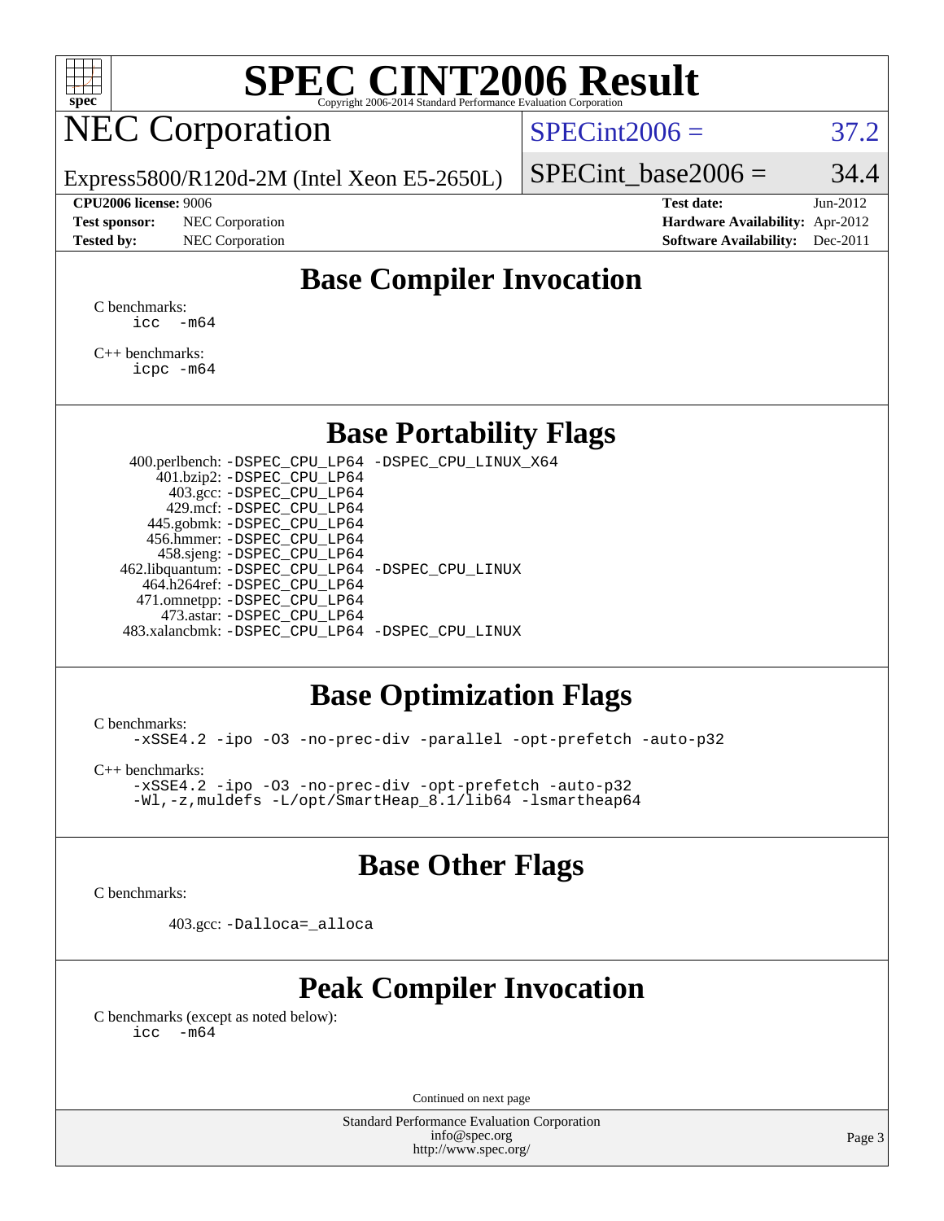# SPEC CINT2006 Result

## NEC Corporation

Express5800/R120d-2M (Intel Xeon E5-2650L)

SPECint2006 = 37.2

SPECint_base2006 = 34.4

**CPU2006 license:** 9006
**Test sponsor:** NEC Corporation
**Tested by:** NEC Corporation

**Test date:** Jun-2012
**Hardware Availability:** Apr-2012
**Software Availability:** Dec-2011

## Base Compiler Invocation

C benchmarks:
```
icc -m64
```

C++ benchmarks:
```
icpc -m64
```

## Base Portability Flags

```
400.perlbench: -DSPEC_CPU_LP64 -DSPEC_CPU_LINUX_X64
    401.bzip2: -DSPEC_CPU_LP64
      403.gcc: -DSPEC_CPU_LP64
      429.mcf: -DSPEC_CPU_LP64
   445.gobmk: -DSPEC_CPU_LP64
   456.hmmer: -DSPEC_CPU_LP64
   458.sjeng: -DSPEC_CPU_LP64
462.libquantum: -DSPEC_CPU_LP64 -DSPEC_CPU_LINUX
  464.h264ref: -DSPEC_CPU_LP64
 471.omnetpp: -DSPEC_CPU_LP64
    473.astar: -DSPEC_CPU_LP64
483.xalancbmk: -DSPEC_CPU_LP64 -DSPEC_CPU_LINUX
```

## Base Optimization Flags

C benchmarks:
```
-xSSE4.2 -ipo -O3 -no-prec-div -parallel -opt-prefetch -auto-p32
```

C++ benchmarks:
```
-xSSE4.2 -ipo -O3 -no-prec-div -opt-prefetch -auto-p32
-Wl,-z,muldefs -L/opt/SmartHeap_8.1/lib64 -lsmartheap64
```

## Base Other Flags

C benchmarks:

```
403.gcc: -Dalloca=_alloca
```

## Peak Compiler Invocation

C benchmarks (except as noted below):
```
icc -m64
```

Continued on next page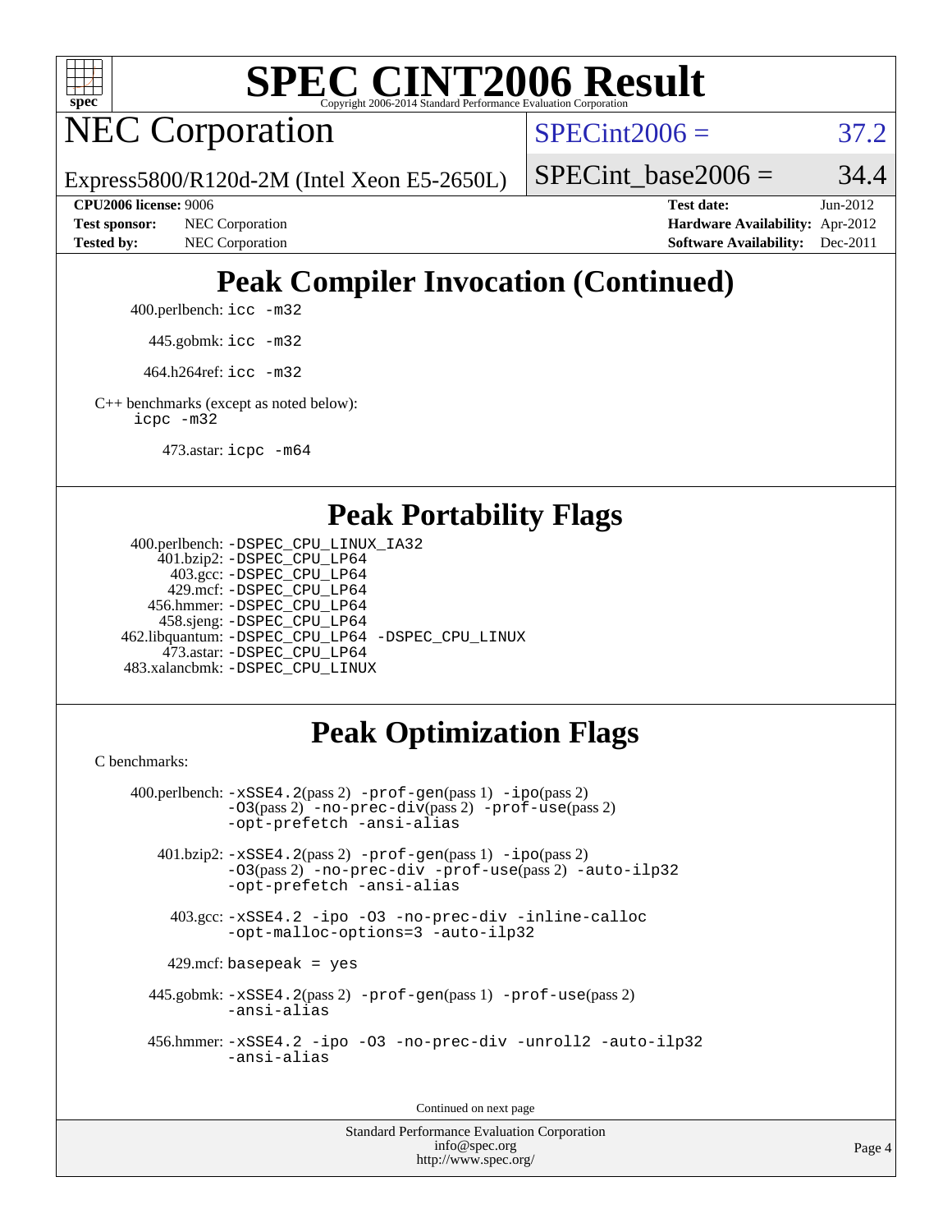# NEC Corporation

Express5800/R120d-2M (Intel Xeon E5-2650L)

SPECint2006 = 37.2

SPECint_base2006 = 34.4

**CPU2006 license:** 9006
**Test sponsor:** NEC Corporation
**Tested by:** NEC Corporation

**Test date:** Jun-2012
**Hardware Availability:** Apr-2012
**Software Availability:** Dec-2011

## Peak Compiler Invocation (Continued)

400.perlbench: `icc -m32`

445.gobmk: `icc -m32`

464.h264ref: `icc -m32`

C++ benchmarks (except as noted below):
`icpc -m32`

473.astar: `icpc -m64`

## Peak Portability Flags

400.perlbench: `-DSPEC_CPU_LINUX_IA32`
401.bzip2: `-DSPEC_CPU_LP64`
403.gcc: `-DSPEC_CPU_LP64`
429.mcf: `-DSPEC_CPU_LP64`
456.hmmer: `-DSPEC_CPU_LP64`
458.sjeng: `-DSPEC_CPU_LP64`
462.libquantum: `-DSPEC_CPU_LP64 -DSPEC_CPU_LINUX`
473.astar: `-DSPEC_CPU_LP64`
483.xalancbmk: `-DSPEC_CPU_LINUX`

## Peak Optimization Flags

C benchmarks:

400.perlbench: `-xSSE4.2`(pass 2) `-prof-gen`(pass 1) `-ipo`(pass 2) `-O3`(pass 2) `-no-prec-div`(pass 2) `-prof-use`(pass 2) `-opt-prefetch -ansi-alias`

401.bzip2: `-xSSE4.2`(pass 2) `-prof-gen`(pass 1) `-ipo`(pass 2) `-O3`(pass 2) `-no-prec-div -prof-use`(pass 2) `-auto-ilp32 -opt-prefetch -ansi-alias`

403.gcc: `-xSSE4.2 -ipo -O3 -no-prec-div -inline-calloc -opt-malloc-options=3 -auto-ilp32`

429.mcf: `basepeak = yes`

445.gobmk: `-xSSE4.2`(pass 2) `-prof-gen`(pass 1) `-prof-use`(pass 2) `-ansi-alias`

456.hmmer: `-xSSE4.2 -ipo -O3 -no-prec-div -unroll2 -auto-ilp32 -ansi-alias`

Continued on next page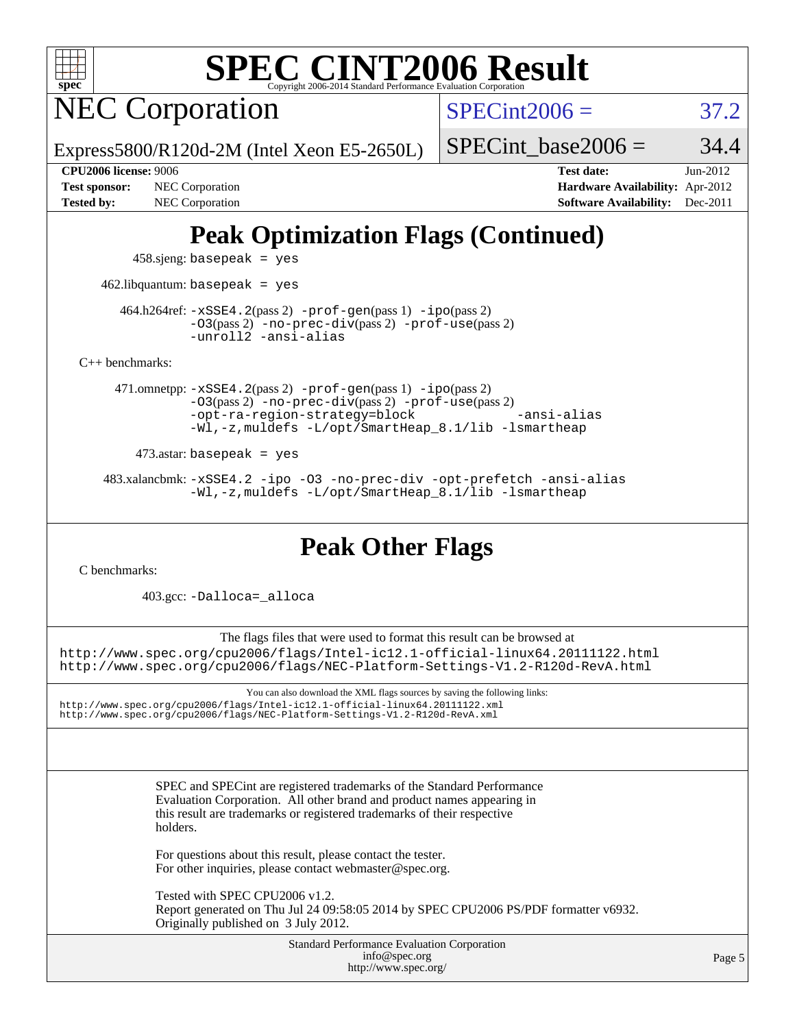# SPEC CINT2006 Result

Copyright 2006-2014 Standard Performance Evaluation Corporation

## NEC Corporation

Express5800/R120d-2M (Intel Xeon E5-2650L)

SPECint2006 = 37.2

SPECint_base2006 = 34.4

**CPU2006 license:** 9006
**Test sponsor:** NEC Corporation
**Tested by:** NEC Corporation

**Test date:** Jun-2012
**Hardware Availability:** Apr-2012
**Software Availability:** Dec-2011

## Peak Optimization Flags (Continued)

458.sjeng: `basepeak = yes`

462.libquantum: `basepeak = yes`

464.h264ref: `-xSSE4.2`(pass 2) `-prof-gen`(pass 1) `-ipo`(pass 2) `-O3`(pass 2) `-no-prec-div`(pass 2) `-prof-use`(pass 2) `-unroll2` `-ansi-alias`

C++ benchmarks:

471.omnetpp: `-xSSE4.2`(pass 2) `-prof-gen`(pass 1) `-ipo`(pass 2) `-O3`(pass 2) `-no-prec-div`(pass 2) `-prof-use`(pass 2) `-opt-ra-region-strategy=block` `-ansi-alias` `-Wl,-z,muldefs` `-L/opt/SmartHeap_8.1/lib` `-lsmartheap`

473.astar: `basepeak = yes`

483.xalancbmk: `-xSSE4.2` `-ipo` `-O3` `-no-prec-div` `-opt-prefetch` `-ansi-alias` `-Wl,-z,muldefs` `-L/opt/SmartHeap_8.1/lib` `-lsmartheap`

## Peak Other Flags

C benchmarks:

403.gcc: `-Dalloca=_alloca`

The flags files that were used to format this result can be browsed at
http://www.spec.org/cpu2006/flags/Intel-ic12.1-official-linux64.20111122.html
http://www.spec.org/cpu2006/flags/NEC-Platform-Settings-V1.2-R120d-RevA.html

You can also download the XML flags sources by saving the following links:
http://www.spec.org/cpu2006/flags/Intel-ic12.1-official-linux64.20111122.xml
http://www.spec.org/cpu2006/flags/NEC-Platform-Settings-V1.2-R120d-RevA.xml

SPEC and SPECint are registered trademarks of the Standard Performance Evaluation Corporation. All other brand and product names appearing in this result are trademarks or registered trademarks of their respective holders.

For questions about this result, please contact the tester.
For other inquiries, please contact webmaster@spec.org.

Tested with SPEC CPU2006 v1.2.
Report generated on Thu Jul 24 09:58:05 2014 by SPEC CPU2006 PS/PDF formatter v6932.
Originally published on 3 July 2012.

Standard Performance Evaluation Corporation
info@spec.org
http://www.spec.org/